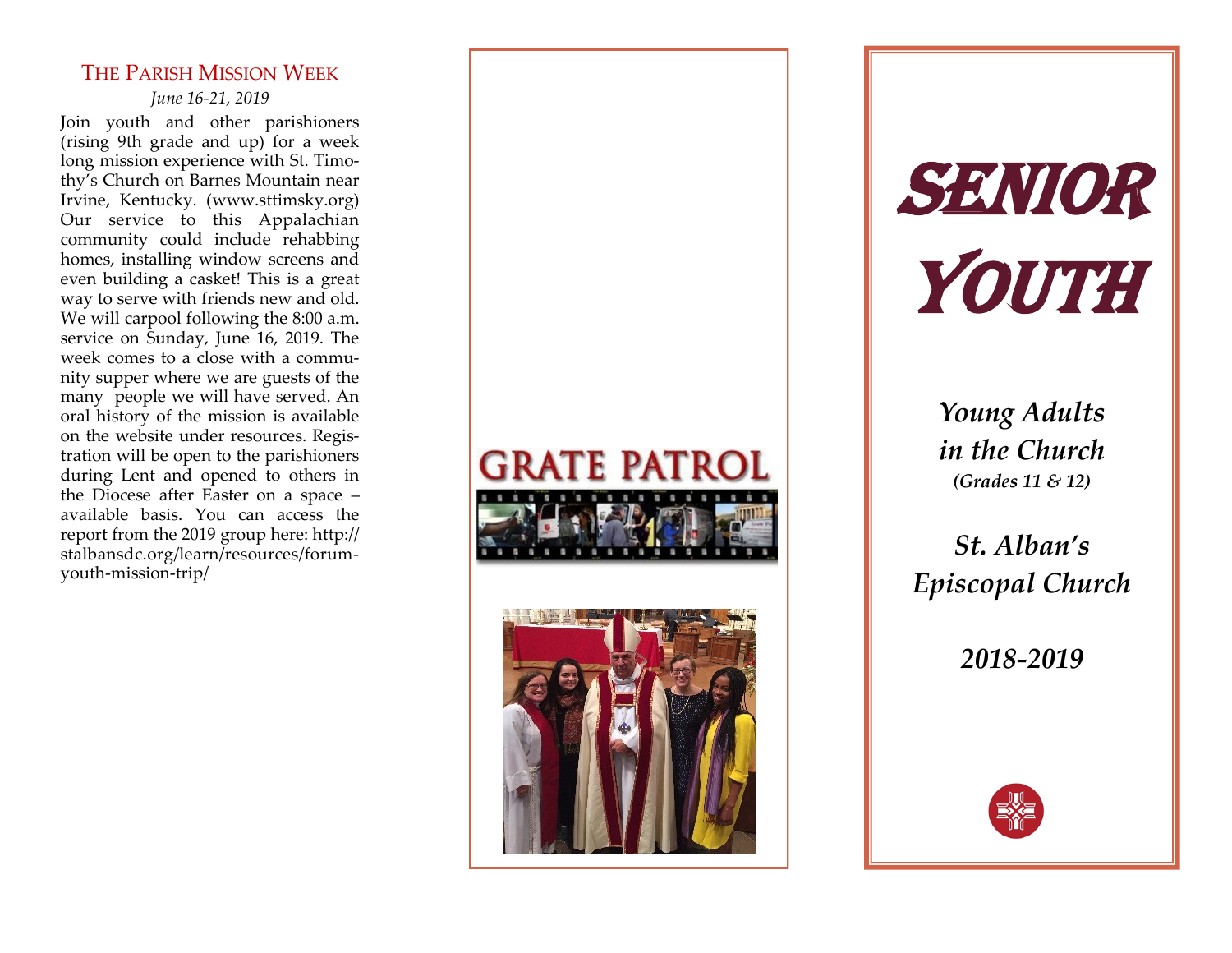## The Parish Mission Week

*June 16-21, 2019*

Join youth and other parishioners (rising 9th grade and up) for a week long mission experience with St. Timothy's Church on Barnes Mountain near Irvine, Kentucky. (www.sttimsky.org) Our service to this Appalachian community could include rehabbing homes, installing window screens and even building a casket! This is a great way to serve with friends new and old. We will carpool following the 8:00 a.m. service on Sunday, June 16, 2019. The week comes to a close with a community supper where we are guests of the many people we will have served. An oral history of the mission is available on the website under resources. Registration will be open to the parishioners during Lent and opened to others in the Diocese after Easter on a space – available basis. You can access the report from the 2019 group here: http://stalbansdc.org/learn/resources/forum-youth-mission-trip/

GRATE PATROL

# SENIOR YOUTH

***Young Adults in the Church***

***(Grades 11 & 12)***

***St. Alban's Episcopal Church***

***2018-2019***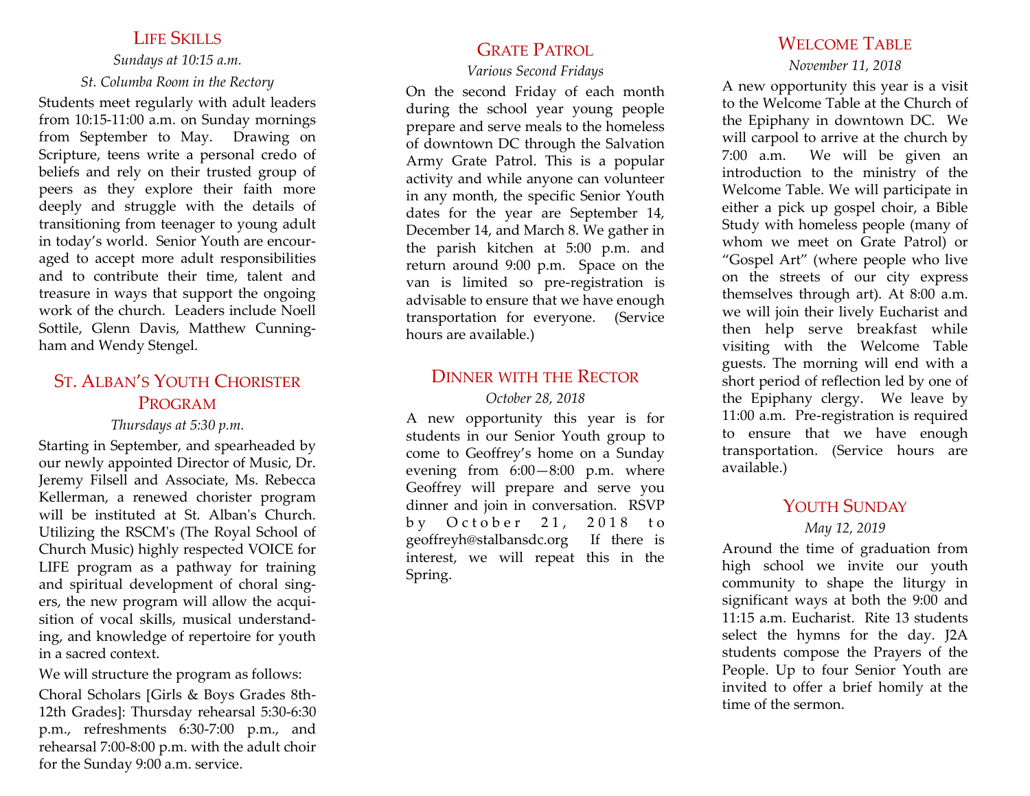## Life Skills

*Sundays at 10:15 a.m.*

*St. Columba Room in the Rectory*

Students meet regularly with adult leaders from 10:15-11:00 a.m. on Sunday mornings from September to May. Drawing on Scripture, teens write a personal credo of beliefs and rely on their trusted group of peers as they explore their faith more deeply and struggle with the details of transitioning from teenager to young adult in today's world. Senior Youth are encouraged to accept more adult responsibilities and to contribute their time, talent and treasure in ways that support the ongoing work of the church. Leaders include Noell Sottile, Glenn Davis, Matthew Cunningham and Wendy Stengel.

## St. Alban's Youth Chorister Program

*Thursdays at 5:30 p.m.*

Starting in September, and spearheaded by our newly appointed Director of Music, Dr. Jeremy Filsell and Associate, Ms. Rebecca Kellerman, a renewed chorister program will be instituted at St. Alban's Church. Utilizing the RSCM's (The Royal School of Church Music) highly respected VOICE for LIFE program as a pathway for training and spiritual development of choral singers, the new program will allow the acquisition of vocal skills, musical understanding, and knowledge of repertoire for youth in a sacred context.

We will structure the program as follows:

Choral Scholars [Girls & Boys Grades 8th-12th Grades]: Thursday rehearsal 5:30-6:30 p.m., refreshments 6:30-7:00 p.m., and rehearsal 7:00-8:00 p.m. with the adult choir for the Sunday 9:00 a.m. service.

## Grate Patrol

*Various Second Fridays*

On the second Friday of each month during the school year young people prepare and serve meals to the homeless of downtown DC through the Salvation Army Grate Patrol. This is a popular activity and while anyone can volunteer in any month, the specific Senior Youth dates for the year are September 14, December 14, and March 8. We gather in the parish kitchen at 5:00 p.m. and return around 9:00 p.m. Space on the van is limited so pre-registration is advisable to ensure that we have enough transportation for everyone. (Service hours are available.)

## Dinner with the Rector

*October 28, 2018*

A new opportunity this year is for students in our Senior Youth group to come to Geoffrey's home on a Sunday evening from 6:00—8:00 p.m. where Geoffrey will prepare and serve you dinner and join in conversation. RSVP by October 21, 2018 to geoffreyh@stalbansdc.org If there is interest, we will repeat this in the Spring.

## Welcome Table

*November 11, 2018*

A new opportunity this year is a visit to the Welcome Table at the Church of the Epiphany in downtown DC. We will carpool to arrive at the church by 7:00 a.m. We will be given an introduction to the ministry of the Welcome Table. We will participate in either a pick up gospel choir, a Bible Study with homeless people (many of whom we meet on Grate Patrol) or "Gospel Art" (where people who live on the streets of our city express themselves through art). At 8:00 a.m. we will join their lively Eucharist and then help serve breakfast while visiting with the Welcome Table guests. The morning will end with a short period of reflection led by one of the Epiphany clergy. We leave by 11:00 a.m. Pre-registration is required to ensure that we have enough transportation. (Service hours are available.)

## Youth Sunday

*May 12, 2019*

Around the time of graduation from high school we invite our youth community to shape the liturgy in significant ways at both the 9:00 and 11:15 a.m. Eucharist. Rite 13 students select the hymns for the day. J2A students compose the Prayers of the People. Up to four Senior Youth are invited to offer a brief homily at the time of the sermon.